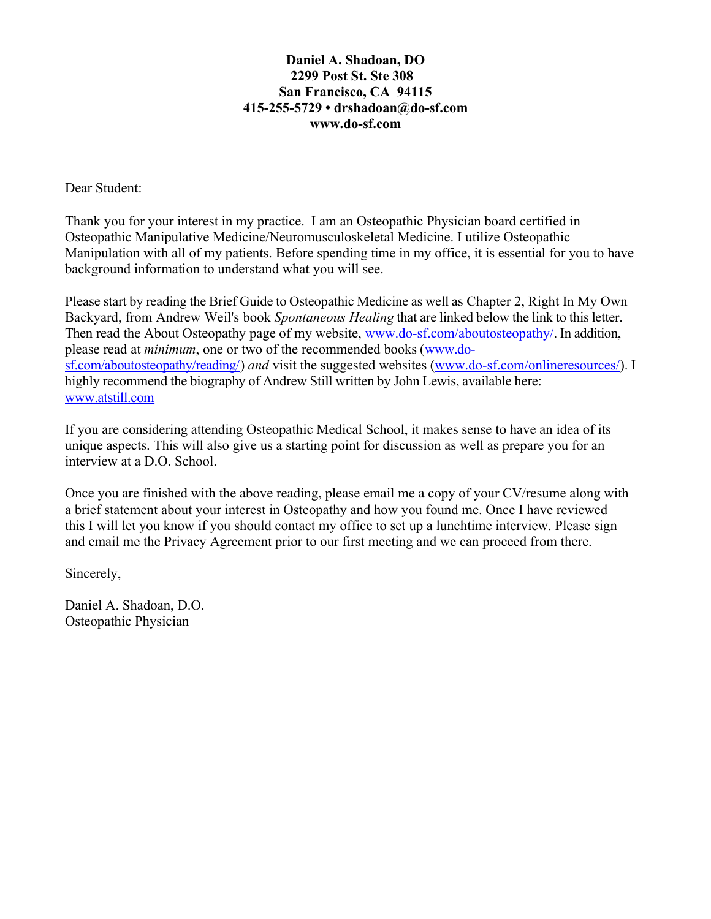**Daniel A. Shadoan, DO**
**2299 Post St. Ste 308**
**San Francisco, CA 94115**
**415-255-5729 • drshadoan@do-sf.com**
**www.do-sf.com**

Dear Student:

Thank you for your interest in my practice. I am an Osteopathic Physician board certified in Osteopathic Manipulative Medicine/Neuromusculoskeletal Medicine. I utilize Osteopathic Manipulation with all of my patients. Before spending time in my office, it is essential for you to have background information to understand what you will see.

Please start by reading the Brief Guide to Osteopathic Medicine as well as Chapter 2, Right In My Own Backyard, from Andrew Weil's book *Spontaneous Healing* that are linked below the link to this letter. Then read the About Osteopathy page of my website, [www.do-sf.com/aboutosteopathy/](www.do-sf.com/aboutosteopathy/). In addition, please read at *minimum*, one or two of the recommended books ([www.do-sf.com/aboutosteopathy/reading/](www.do-sf.com/aboutosteopathy/reading/)) *and* visit the suggested websites ([www.do-sf.com/onlineresources/](www.do-sf.com/onlineresources/)). I highly recommend the biography of Andrew Still written by John Lewis, available here: [www.atstill.com](www.atstill.com)

If you are considering attending Osteopathic Medical School, it makes sense to have an idea of its unique aspects. This will also give us a starting point for discussion as well as prepare you for an interview at a D.O. School.

Once you are finished with the above reading, please email me a copy of your CV/resume along with a brief statement about your interest in Osteopathy and how you found me. Once I have reviewed this I will let you know if you should contact my office to set up a lunchtime interview. Please sign and email me the Privacy Agreement prior to our first meeting and we can proceed from there.

Sincerely,

Daniel A. Shadoan, D.O.
Osteopathic Physician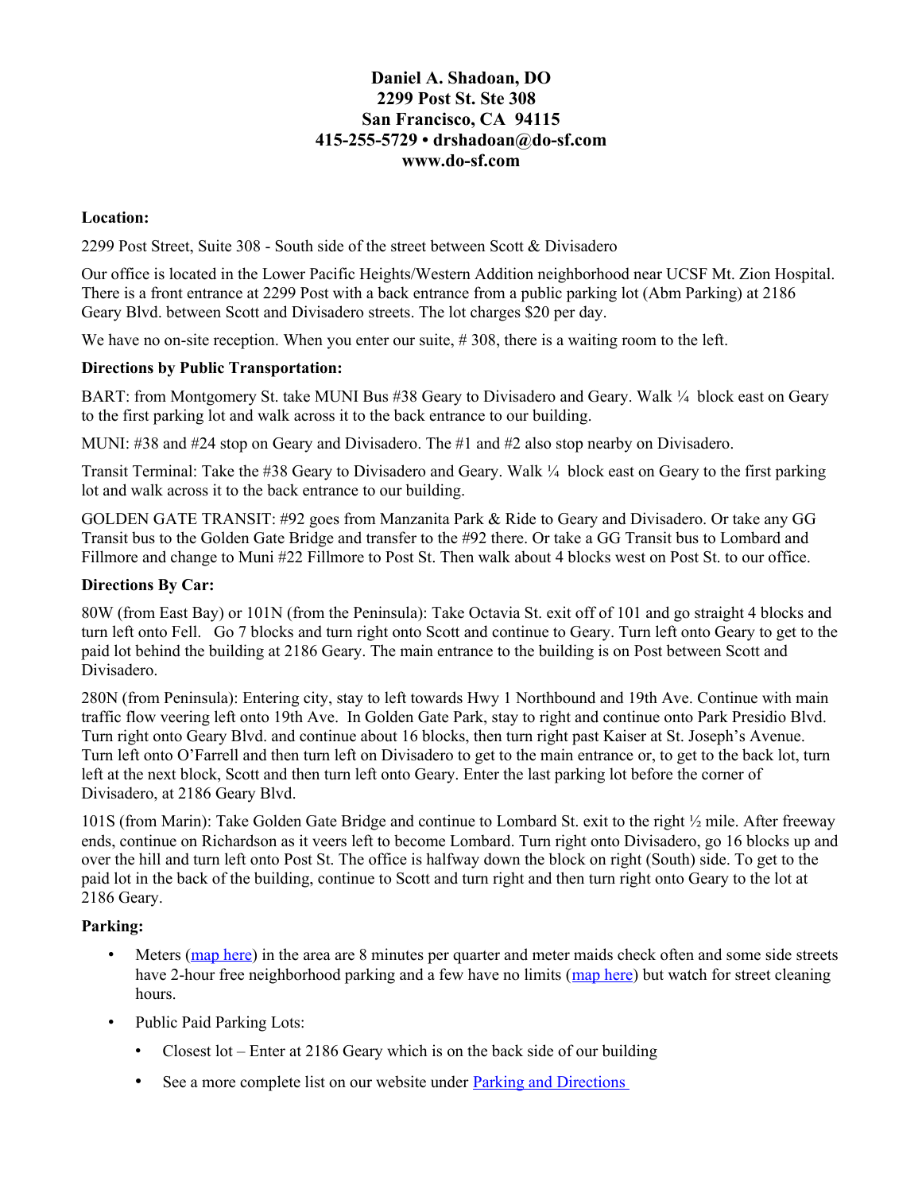**Daniel A. Shadoan, DO**
**2299 Post St. Ste 308**
**San Francisco, CA 94115**
**415-255-5729 • drshadoan@do-sf.com**
**www.do-sf.com**

**Location:**

2299 Post Street, Suite 308 - South side of the street between Scott & Divisadero

Our office is located in the Lower Pacific Heights/Western Addition neighborhood near UCSF Mt. Zion Hospital. There is a front entrance at 2299 Post with a back entrance from a public parking lot (Abm Parking) at 2186 Geary Blvd. between Scott and Divisadero streets. The lot charges $20 per day.

We have no on-site reception. When you enter our suite, # 308, there is a waiting room to the left.

**Directions by Public Transportation:**

BART: from Montgomery St. take MUNI Bus #38 Geary to Divisadero and Geary. Walk ¼ block east on Geary to the first parking lot and walk across it to the back entrance to our building.

MUNI: #38 and #24 stop on Geary and Divisadero. The #1 and #2 also stop nearby on Divisadero.

Transit Terminal: Take the #38 Geary to Divisadero and Geary. Walk ¼ block east on Geary to the first parking lot and walk across it to the back entrance to our building.

GOLDEN GATE TRANSIT: #92 goes from Manzanita Park & Ride to Geary and Divisadero. Or take any GG Transit bus to the Golden Gate Bridge and transfer to the #92 there. Or take a GG Transit bus to Lombard and Fillmore and change to Muni #22 Fillmore to Post St. Then walk about 4 blocks west on Post St. to our office.

**Directions By Car:**

80W (from East Bay) or 101N (from the Peninsula): Take Octavia St. exit off of 101 and go straight 4 blocks and turn left onto Fell. Go 7 blocks and turn right onto Scott and continue to Geary. Turn left onto Geary to get to the paid lot behind the building at 2186 Geary. The main entrance to the building is on Post between Scott and Divisadero.

280N (from Peninsula): Entering city, stay to left towards Hwy 1 Northbound and 19th Ave. Continue with main traffic flow veering left onto 19th Ave. In Golden Gate Park, stay to right and continue onto Park Presidio Blvd. Turn right onto Geary Blvd. and continue about 16 blocks, then turn right past Kaiser at St. Joseph's Avenue. Turn left onto O'Farrell and then turn left on Divisadero to get to the main entrance or, to get to the back lot, turn left at the next block, Scott and then turn left onto Geary. Enter the last parking lot before the corner of Divisadero, at 2186 Geary Blvd.

101S (from Marin): Take Golden Gate Bridge and continue to Lombard St. exit to the right ½ mile. After freeway ends, continue on Richardson as it veers left to become Lombard. Turn right onto Divisadero, go 16 blocks up and over the hill and turn left onto Post St. The office is halfway down the block on right (South) side. To get to the paid lot in the back of the building, continue to Scott and turn right and then turn right onto Geary to the lot at 2186 Geary.

**Parking:**

- Meters (map here) in the area are 8 minutes per quarter and meter maids check often and some side streets have 2-hour free neighborhood parking and a few have no limits (map here) but watch for street cleaning hours.
- Public Paid Parking Lots:
  - Closest lot – Enter at 2186 Geary which is on the back side of our building
  - See a more complete list on our website under Parking and Directions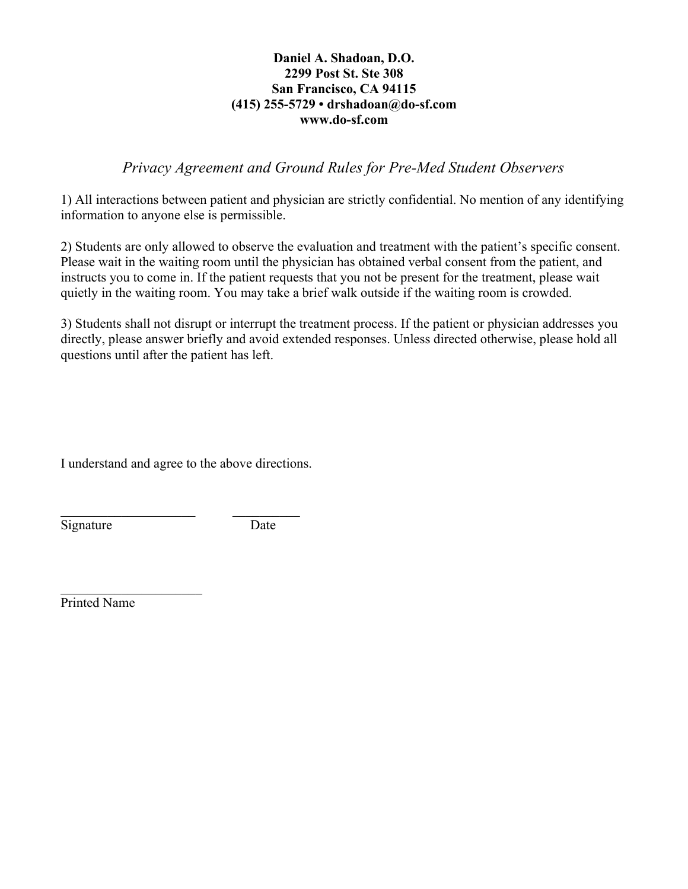**Daniel A. Shadoan, D.O.**
**2299 Post St. Ste 308**
**San Francisco, CA 94115**
**(415) 255-5729 • drshadoan@do-sf.com**
**www.do-sf.com**

## *Privacy Agreement and Ground Rules for Pre-Med Student Observers*

1) All interactions between patient and physician are strictly confidential. No mention of any identifying information to anyone else is permissible.

2) Students are only allowed to observe the evaluation and treatment with the patient's specific consent. Please wait in the waiting room until the physician has obtained verbal consent from the patient, and instructs you to come in. If the patient requests that you not be present for the treatment, please wait quietly in the waiting room. You may take a brief walk outside if the waiting room is crowded.

3) Students shall not disrupt or interrupt the treatment process. If the patient or physician addresses you directly, please answer briefly and avoid extended responses. Unless directed otherwise, please hold all questions until after the patient has left.

I understand and agree to the above directions.

____________________ __________
Signature Date

_____________________
Printed Name